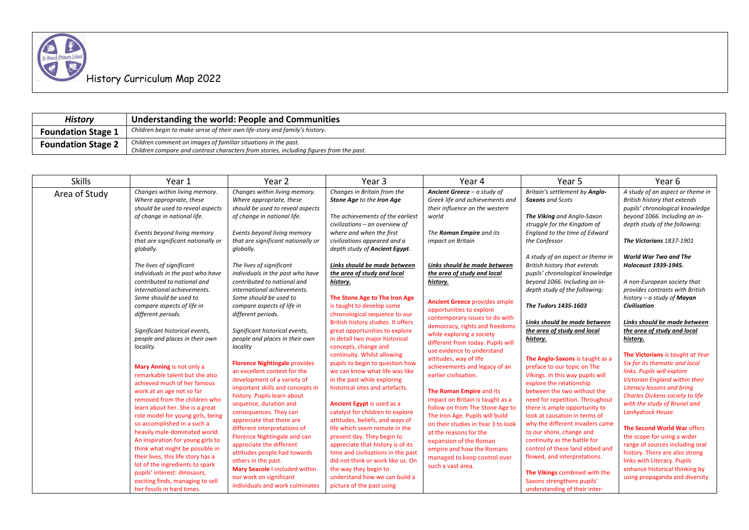# History Curriculum Map 2022

| *History* | **Understanding the world: People and Communities** |
|---|---|
| **Foundation Stage 1** | *Children begin to make sense of their own life-story and family's history.* |
| **Foundation Stage 2** | *Children comment on images of familiar situations in the past.*<br>*Children compare and contrast characters from stories, including figures from the past.* |

| Skills | Year 1 | Year 2 | Year 3 | Year 4 | Year 5 | Year 6 |
|---|---|---|---|---|---|---|
| Area of Study | *Changes within living memory. Where appropriate, these should be used to reveal aspects of change in national life.*<br><br>*Events beyond living memory that are significant nationally or globally.*<br><br>*The lives of significant individuals in the past who have contributed to national and international achievements. Some should be used to compare aspects of life in different periods.*<br><br>*Significant historical events, people and places in their own locality.*<br><br>**Mary Anning** is not only a remarkable talent but she also achieved much of her famous work at an age not so far removed from the children who learn about her. She is a great role model for young girls, being so accomplished in a such a heavily male-dominated world. An inspiration for young girls to think what might be possible in their lives, this life story has a lot of the ingredients to spark pupils' interest: dinosaurs, exciting finds, managing to sell her fossils in hard times. | *Changes within living memory. Where appropriate, these should be used to reveal aspects of change in national life.*<br><br>*Events beyond living memory that are significant nationally or globally.*<br><br>*The lives of significant individuals in the past who have contributed to national and international achievements. Some should be used to compare aspects of life in different periods.*<br><br>*Significant historical events, people and places in their own locality*<br><br>**Florence Nightingale** provides an excellent context for the development of a variety of important skills and concepts in history. Pupils learn about sequence, duration and consequences. They can appreciate that there are different interpretations of Florence Nightingale and can appreciate the different attitudes people had towards others in the past.<br>**Mary Seacole** I included within our work on significant individuals and work culminates | *Changes in Britain from the* ***Stone Age*** *to the* ***Iron Age***<br><br>*The achievements of the earliest civilizations – an overview of where and when the first civilizations appeared and a depth study of* ***Ancient Egypt****.*<br><br>***Links should be made between the area of study and local history.***<br><br>**The Stone Age to The Iron Age** is taught to develop some chronological sequence to our British history studies. It offers great opportunities to explore in detail two major historical concepts, change and continuity. Whilst allowing pupils to begin to question how we can know what life was like in the past while exploring historical sites and artefacts.<br><br>**Ancient Egypt** is used as a catalyst for children to explore attitudes, beliefs, and ways of life which seem remote in the present day. They begin to appreciate that history is of its time and civilisations in the past did not think or work like us. On the way they begin to understand how we can build a picture of the past using | ***Ancient Greece*** *– a study of Greek life and achievements and their influence on the western world*<br><br>*The* ***Roman Empire*** *and its impact on Britain*<br><br>***Links should be made between the area of study and local history.***<br><br>**Ancient Greece** provides ample opportunities to explore contemporary issues to do with democracy, rights and freedoms while exploring a society different from today. Pupils will use evidence to understand attitudes, way of life achievements and legacy of an earlier civilisation.<br><br>**The Roman Empire** and its impact on Britain is taught as a follow on from The Stone Age to The Iron Age. Pupils will build on their studies in Year 3 to look at the reasons for the expansion of the Roman empire and how the Romans managed to keep control over such a vast area. | *Britain's settlement by* ***Anglo-Saxons*** *and Scots*<br><br>***The Viking*** *and Anglo-Saxon struggle for the Kingdom of England to the time of Edward the Confessor*<br><br>*A study of an aspect or theme in British history that extends pupils' chronological knowledge beyond 1066. Including an in-depth study of the following:*<br><br>***The Tudors 1435-1603***<br><br>***Links should be made between the area of study and local history.***<br><br>**The Anglo-Saxons** is taught as a preface to our topic on The Vikings. In this way pupils will explore the relationship between the two without the need for repetition. Throughout there is ample opportunity to look at causation in terms of why the different invaders came to our shore, change and continuity as the battle for control of these land ebbed and flowed, and interpretations.<br><br>**The Vikings** combined with the Saxons strengthens pupils' understanding of their inter- | *A study of an aspect or theme in British history that extends pupils' chronological knowledge beyond 1066. Including an in-depth study of the following:*<br><br>***The Victorians*** *1837-1901*<br><br>***World War Two and The Holocaust 1939-1945.***<br><br>*A non-European society that provides contrasts with British history – a study of* ***Mayan Civilisation***<br><br>***Links should be made between the area of study and local history.***<br><br>***The Victorians*** *is taught at Year Six for its thematic and local links. Pupils will explore Victorian England within their Literacy lessons and bring Charles Dickens society to life with the study of Brunel and Lanhydrock House.*<br><br>**The Second World War** offers the scope for using a wider range of sources including oral history. There are also strong links with Literacy. Pupils enhance historical thinking by using propaganda and diversity |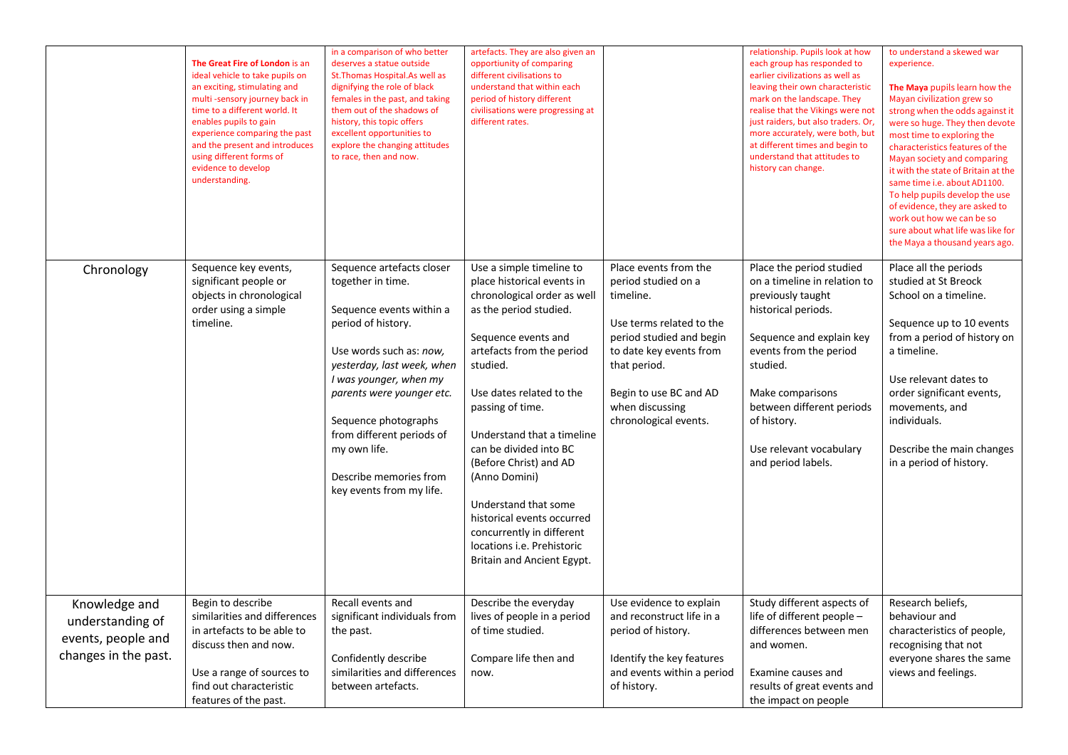| | | | | | | |
|---|---|---|---|---|---|---|
| | **The Great Fire of London** is an ideal vehicle to take pupils on an exciting, stimulating and multi -sensory journey back in time to a different world. It enables pupils to gain experience comparing the past and the present and introduces using different forms of evidence to develop understanding. | in a comparison of who better deserves a statue outside St.Thomas Hospital.As well as dignifying the role of black females in the past, and taking them out of the shadows of history, this topic offers excellent opportunities to explore the changing attitudes to race, then and now. | artefacts. They are also given an opportiunity of comparing different civilisations to understand that within each period of history different civilisations were progressing at different rates. | | relationship. Pupils look at how each group has responded to earlier civilizations as well as leaving their own characteristic mark on the landscape. They realise that the Vikings were not just raiders, but also traders. Or, more accurately, were both, but at different times and begin to understand that attitudes to history can change. | to understand a skewed war experience.<br><br>**The Maya** pupils learn how the Mayan civilization grew so strong when the odds against it were so huge. They then devote most time to exploring the characteristics features of the Mayan society and comparing it with the state of Britain at the same time i.e. about AD1100. To help pupils develop the use of evidence, they are asked to work out how we can be so sure about what life was like for the Maya a thousand years ago. |
| Chronology | Sequence key events, significant people or objects in chronological order using a simple timeline. | Sequence artefacts closer together in time.<br><br>Sequence events within a period of history.<br><br>Use words such as: *now, yesterday, last week, when I was younger, when my parents were younger etc.*<br><br>Sequence photographs from different periods of my own life.<br><br>Describe memories from key events from my life. | Use a simple timeline to place historical events in chronological order as well as the period studied.<br><br>Sequence events and artefacts from the period studied.<br><br>Use dates related to the passing of time.<br><br>Understand that a timeline can be divided into BC (Before Christ) and AD (Anno Domini)<br><br>Understand that some historical events occurred concurrently in different locations i.e. Prehistoric Britain and Ancient Egypt. | Place events from the period studied on a timeline.<br><br>Use terms related to the period studied and begin to date key events from that period.<br><br>Begin to use BC and AD when discussing chronological events. | Place the period studied on a timeline in relation to previously taught historical periods.<br><br>Sequence and explain key events from the period studied.<br><br>Make comparisons between different periods of history.<br><br>Use relevant vocabulary and period labels. | Place all the periods studied at St Breock School on a timeline.<br><br>Sequence up to 10 events from a period of history on a timeline.<br><br>Use relevant dates to order significant events, movements, and individuals.<br><br>Describe the main changes in a period of history. |
| Knowledge and understanding of events, people and changes in the past. | Begin to describe similarities and differences in artefacts to be able to discuss then and now.<br><br>Use a range of sources to find out characteristic features of the past. | Recall events and significant individuals from the past.<br><br>Confidently describe similarities and differences between artefacts. | Describe the everyday lives of people in a period of time studied.<br><br>Compare life then and now. | Use evidence to explain and reconstruct life in a period of history.<br><br>Identify the key features and events within a period of history. | Study different aspects of life of different people – differences between men and women.<br><br>Examine causes and results of great events and the impact on people | Research beliefs, behaviour and characteristics of people, recognising that not everyone shares the same views and feelings. |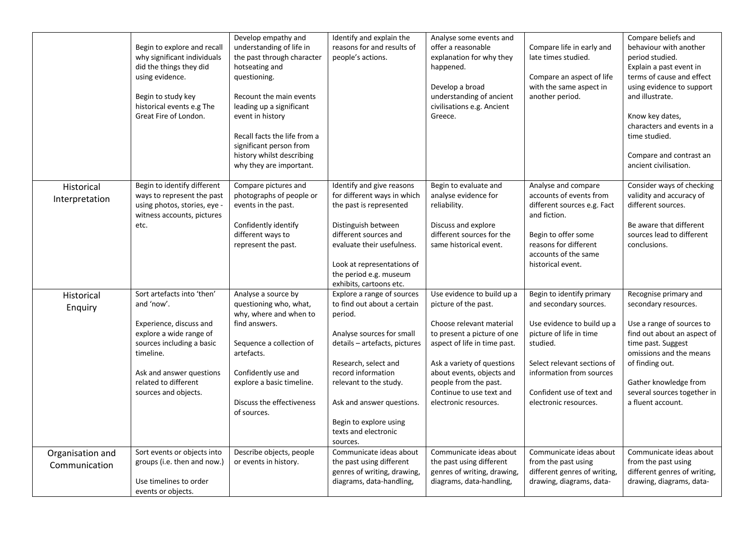| | | | | | | |
|---|---|---|---|---|---|---|
| | Begin to explore and recall why significant individuals did the things they did using evidence.<br><br>Begin to study key historical events e.g The Great Fire of London. | Develop empathy and understanding of life in the past through character hotseating and questioning.<br><br>Recount the main events leading up a significant event in history<br><br>Recall facts the life from a significant person from history whilst describing why they are important. | Identify and explain the reasons for and results of people's actions. | Analyse some events and offer a reasonable explanation for why they happened.<br><br>Develop a broad understanding of ancient civilisations e.g. Ancient Greece. | Compare life in early and late times studied.<br><br>Compare an aspect of life with the same aspect in another period. | Compare beliefs and behaviour with another period studied.<br>Explain a past event in terms of cause and effect using evidence to support and illustrate.<br><br>Know key dates, characters and events in a time studied.<br><br>Compare and contrast an ancient civilisation. |
| Historical Interpretation | Begin to identify different ways to represent the past using photos, stories, eye - witness accounts, pictures etc. | Compare pictures and photographs of people or events in the past.<br><br>Confidently identify different ways to represent the past. | Identify and give reasons for different ways in which the past is represented<br><br>Distinguish between different sources and evaluate their usefulness.<br><br>Look at representations of the period e.g. museum exhibits, cartoons etc. | Begin to evaluate and analyse evidence for reliability.<br><br>Discuss and explore different sources for the same historical event. | Analyse and compare accounts of events from different sources e.g. Fact and fiction.<br><br>Begin to offer some reasons for different accounts of the same historical event. | Consider ways of checking validity and accuracy of different sources.<br><br>Be aware that different sources lead to different conclusions. |
| Historical Enquiry | Sort artefacts into 'then' and 'now'.<br><br>Experience, discuss and explore a wide range of sources including a basic timeline.<br><br>Ask and answer questions related to different sources and objects. | Analyse a source by questioning who, what, why, where and when to find answers.<br><br>Sequence a collection of artefacts.<br><br>Confidently use and explore a basic timeline.<br><br>Discuss the effectiveness of sources. | Explore a range of sources to find out about a certain period.<br><br>Analyse sources for small details – artefacts, pictures<br><br>Research, select and record information relevant to the study.<br><br>Ask and answer questions.<br><br>Begin to explore using texts and electronic sources. | Use evidence to build up a picture of the past.<br><br>Choose relevant material to present a picture of one aspect of life in time past.<br><br>Ask a variety of questions about events, objects and people from the past.<br>Continue to use text and electronic resources. | Begin to identify primary and secondary sources.<br><br>Use evidence to build up a picture of life in time studied.<br><br>Select relevant sections of information from sources<br><br>Confident use of text and electronic resources. | Recognise primary and secondary resources.<br><br>Use a range of sources to find out about an aspect of time past. Suggest omissions and the means of finding out.<br><br>Gather knowledge from several sources together in a fluent account. |
| Organisation and Communication | Sort events or objects into groups (i.e. then and now.)<br><br>Use timelines to order events or objects. | Describe objects, people or events in history. | Communicate ideas about the past using different genres of writing, drawing, diagrams, data-handling, | Communicate ideas about the past using different genres of writing, drawing, diagrams, data-handling, | Communicate ideas about from the past using different genres of writing, drawing, diagrams, data- | Communicate ideas about from the past using different genres of writing, drawing, diagrams, data- |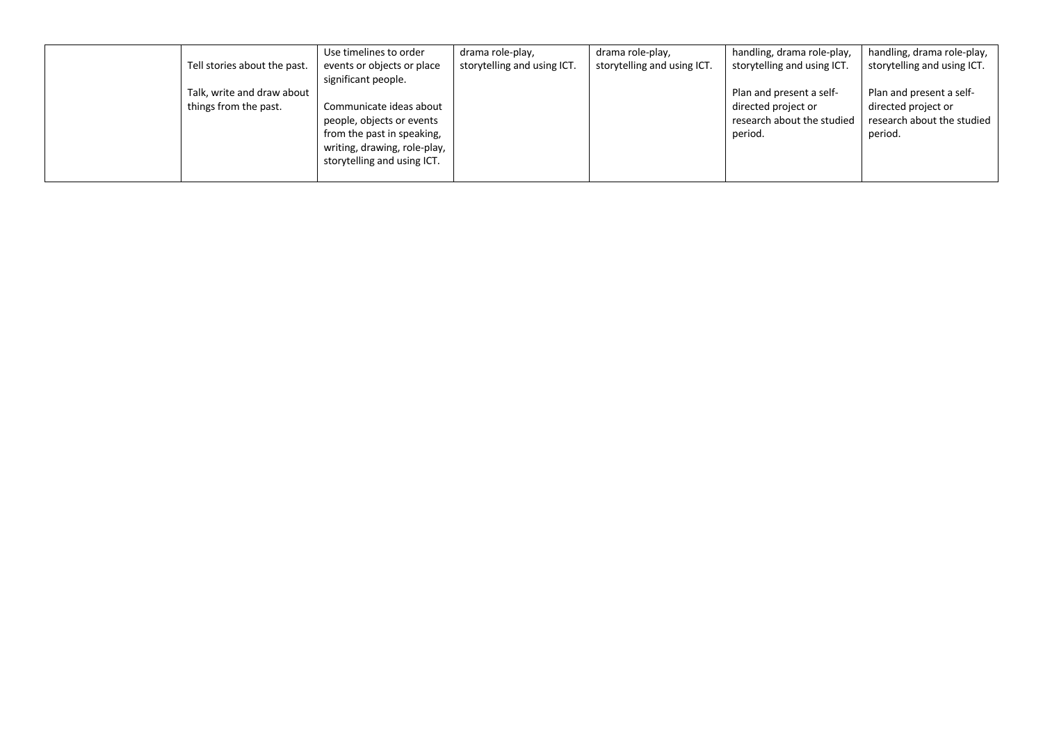| | | | | | | |
|---|---|---|---|---|---|---|
| | Tell stories about the past.<br><br>Talk, write and draw about things from the past. | Use timelines to order events or objects or place significant people.<br><br>Communicate ideas about people, objects or events from the past in speaking, writing, drawing, role-play, storytelling and using ICT. | drama role-play, storytelling and using ICT. | drama role-play, storytelling and using ICT. | handling, drama role-play, storytelling and using ICT.<br><br>Plan and present a self-directed project or research about the studied period. | handling, drama role-play, storytelling and using ICT.<br><br>Plan and present a self-directed project or research about the studied period. |